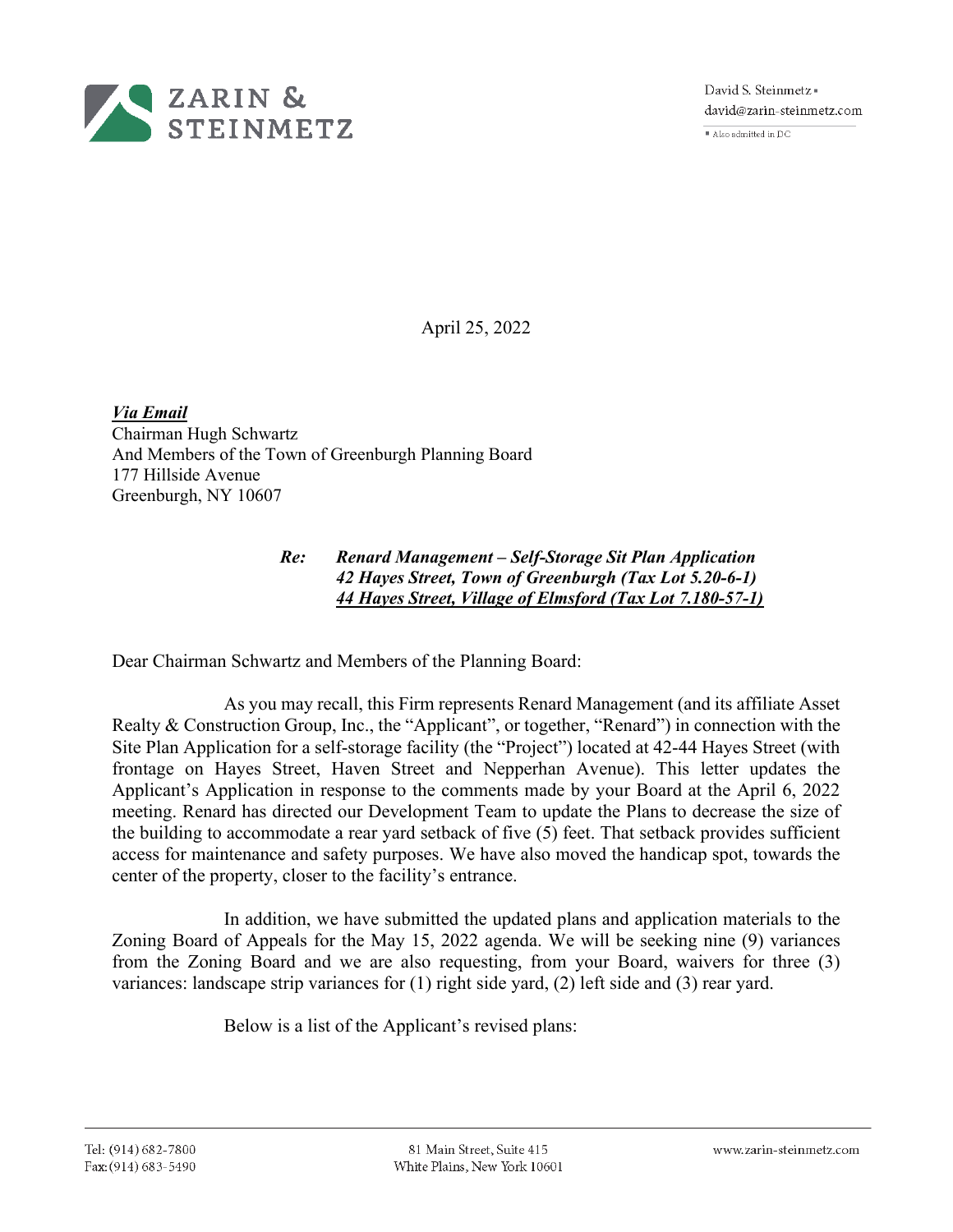ZARIN & STEINMETZ

David S. Steinmetz ▪
david@zarin-steinmetz.com

▪ Also admitted in DC

April 25, 2022

***Via Email***
Chairman Hugh Schwartz
And Members of the Town of Greenburgh Planning Board
177 Hillside Avenue
Greenburgh, NY 10607

***Re:*** ***Renard Management – Self-Storage Sit Plan Application***
***42 Hayes Street, Town of Greenburgh (Tax Lot 5.20-6-1)***
***44 Hayes Street, Village of Elmsford (Tax Lot 7.180-57-1)***

Dear Chairman Schwartz and Members of the Planning Board:

As you may recall, this Firm represents Renard Management (and its affiliate Asset Realty & Construction Group, Inc., the "Applicant", or together, "Renard") in connection with the Site Plan Application for a self-storage facility (the "Project") located at 42-44 Hayes Street (with frontage on Hayes Street, Haven Street and Nepperhan Avenue). This letter updates the Applicant's Application in response to the comments made by your Board at the April 6, 2022 meeting. Renard has directed our Development Team to update the Plans to decrease the size of the building to accommodate a rear yard setback of five (5) feet. That setback provides sufficient access for maintenance and safety purposes. We have also moved the handicap spot, towards the center of the property, closer to the facility's entrance.

In addition, we have submitted the updated plans and application materials to the Zoning Board of Appeals for the May 15, 2022 agenda. We will be seeking nine (9) variances from the Zoning Board and we are also requesting, from your Board, waivers for three (3) variances: landscape strip variances for (1) right side yard, (2) left side and (3) rear yard.

Below is a list of the Applicant's revised plans:

Tel: (914) 682-7800
Fax: (914) 683-5490

81 Main Street, Suite 415
White Plains, New York 10601

www.zarin-steinmetz.com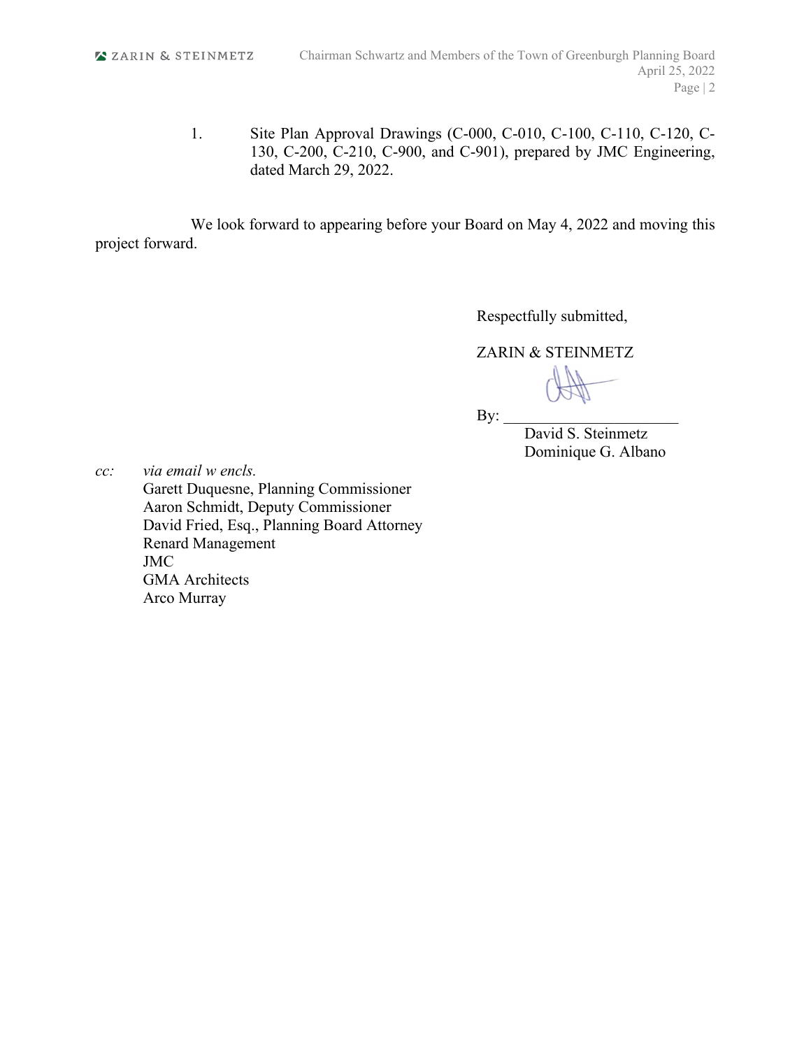1. Site Plan Approval Drawings (C-000, C-010, C-100, C-110, C-120, C-130, C-200, C-210, C-900, and C-901), prepared by JMC Engineering, dated March 29, 2022.

We look forward to appearing before your Board on May 4, 2022 and moving this project forward.

Respectfully submitted,

ZARIN & STEINMETZ

By: ______________________
David S. Steinmetz
Dominique G. Albano

*cc: via email w encls.*
Garett Duquesne, Planning Commissioner
Aaron Schmidt, Deputy Commissioner
David Fried, Esq., Planning Board Attorney
Renard Management
JMC
GMA Architects
Arco Murray